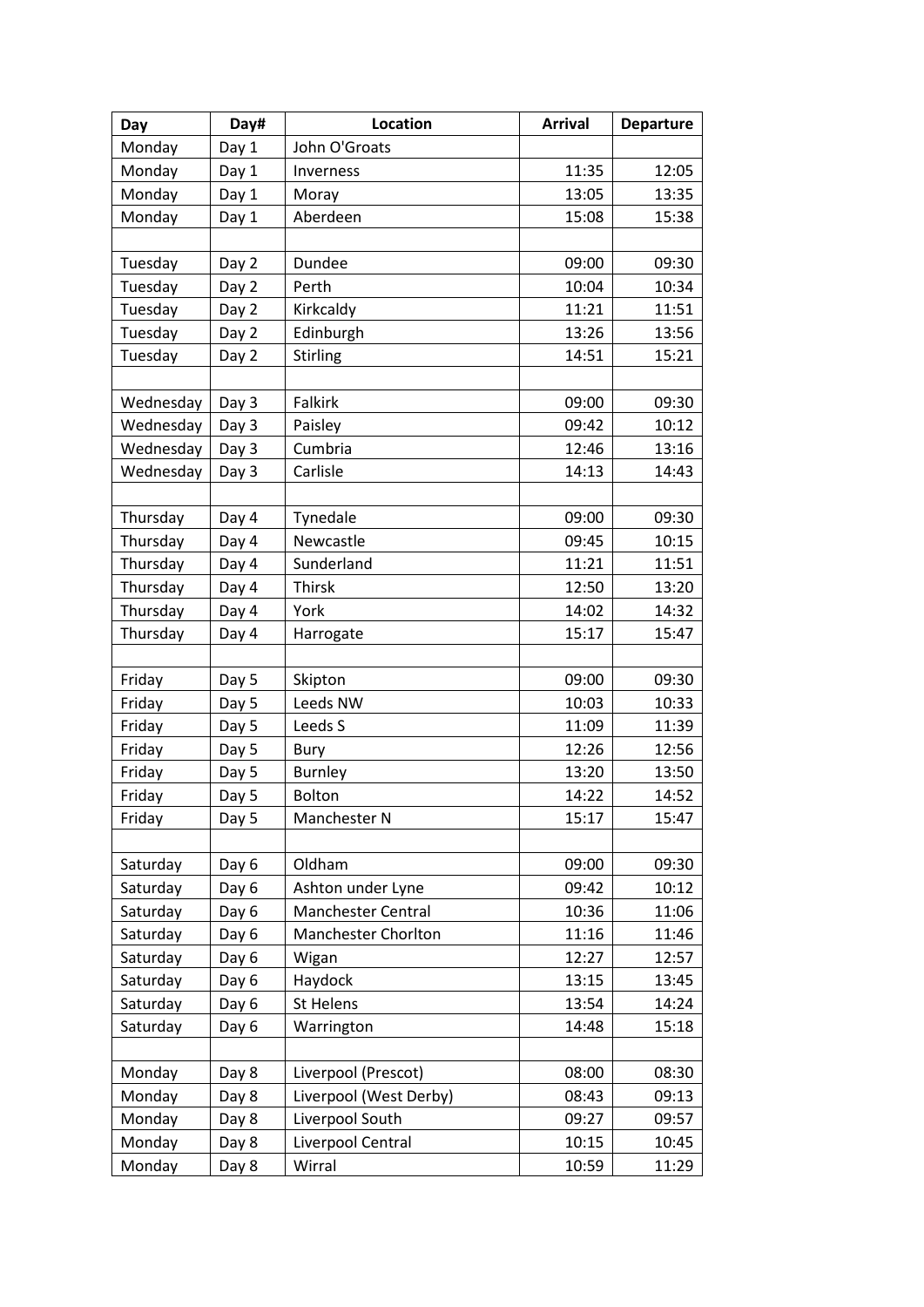| Day | Day# | Location | Arrival | Departure |
|---|---|---|---|---|
| Monday | Day 1 | John O'Groats | | |
| Monday | Day 1 | Inverness | 11:35 | 12:05 |
| Monday | Day 1 | Moray | 13:05 | 13:35 |
| Monday | Day 1 | Aberdeen | 15:08 | 15:38 |
| | | | | |
| Tuesday | Day 2 | Dundee | 09:00 | 09:30 |
| Tuesday | Day 2 | Perth | 10:04 | 10:34 |
| Tuesday | Day 2 | Kirkcaldy | 11:21 | 11:51 |
| Tuesday | Day 2 | Edinburgh | 13:26 | 13:56 |
| Tuesday | Day 2 | Stirling | 14:51 | 15:21 |
| | | | | |
| Wednesday | Day 3 | Falkirk | 09:00 | 09:30 |
| Wednesday | Day 3 | Paisley | 09:42 | 10:12 |
| Wednesday | Day 3 | Cumbria | 12:46 | 13:16 |
| Wednesday | Day 3 | Carlisle | 14:13 | 14:43 |
| | | | | |
| Thursday | Day 4 | Tynedale | 09:00 | 09:30 |
| Thursday | Day 4 | Newcastle | 09:45 | 10:15 |
| Thursday | Day 4 | Sunderland | 11:21 | 11:51 |
| Thursday | Day 4 | Thirsk | 12:50 | 13:20 |
| Thursday | Day 4 | York | 14:02 | 14:32 |
| Thursday | Day 4 | Harrogate | 15:17 | 15:47 |
| | | | | |
| Friday | Day 5 | Skipton | 09:00 | 09:30 |
| Friday | Day 5 | Leeds NW | 10:03 | 10:33 |
| Friday | Day 5 | Leeds S | 11:09 | 11:39 |
| Friday | Day 5 | Bury | 12:26 | 12:56 |
| Friday | Day 5 | Burnley | 13:20 | 13:50 |
| Friday | Day 5 | Bolton | 14:22 | 14:52 |
| Friday | Day 5 | Manchester N | 15:17 | 15:47 |
| | | | | |
| Saturday | Day 6 | Oldham | 09:00 | 09:30 |
| Saturday | Day 6 | Ashton under Lyne | 09:42 | 10:12 |
| Saturday | Day 6 | Manchester Central | 10:36 | 11:06 |
| Saturday | Day 6 | Manchester Chorlton | 11:16 | 11:46 |
| Saturday | Day 6 | Wigan | 12:27 | 12:57 |
| Saturday | Day 6 | Haydock | 13:15 | 13:45 |
| Saturday | Day 6 | St Helens | 13:54 | 14:24 |
| Saturday | Day 6 | Warrington | 14:48 | 15:18 |
| | | | | |
| Monday | Day 8 | Liverpool (Prescot) | 08:00 | 08:30 |
| Monday | Day 8 | Liverpool (West Derby) | 08:43 | 09:13 |
| Monday | Day 8 | Liverpool South | 09:27 | 09:57 |
| Monday | Day 8 | Liverpool Central | 10:15 | 10:45 |
| Monday | Day 8 | Wirral | 10:59 | 11:29 |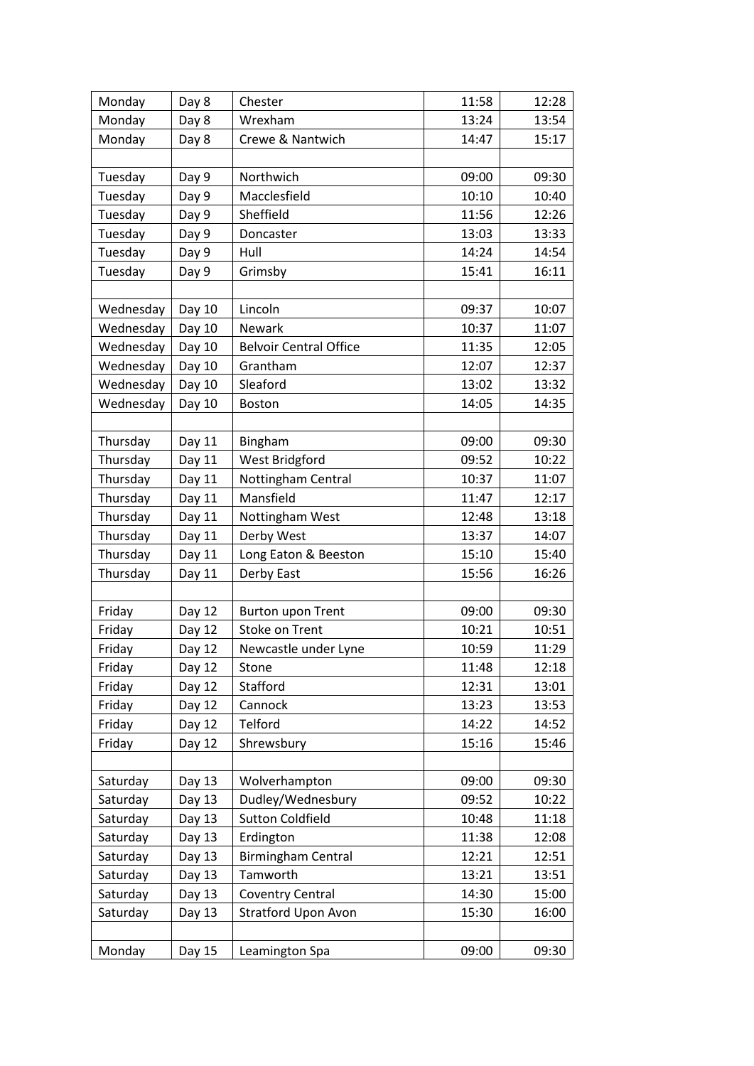| Monday | Day 8 | Chester | 11:58 | 12:28 |
|---|---|---|---|---|
| Monday | Day 8 | Wrexham | 13:24 | 13:54 |
| Monday | Day 8 | Crewe & Nantwich | 14:47 | 15:17 |
| | | | | |
| Tuesday | Day 9 | Northwich | 09:00 | 09:30 |
| Tuesday | Day 9 | Macclesfield | 10:10 | 10:40 |
| Tuesday | Day 9 | Sheffield | 11:56 | 12:26 |
| Tuesday | Day 9 | Doncaster | 13:03 | 13:33 |
| Tuesday | Day 9 | Hull | 14:24 | 14:54 |
| Tuesday | Day 9 | Grimsby | 15:41 | 16:11 |
| | | | | |
| Wednesday | Day 10 | Lincoln | 09:37 | 10:07 |
| Wednesday | Day 10 | Newark | 10:37 | 11:07 |
| Wednesday | Day 10 | Belvoir Central Office | 11:35 | 12:05 |
| Wednesday | Day 10 | Grantham | 12:07 | 12:37 |
| Wednesday | Day 10 | Sleaford | 13:02 | 13:32 |
| Wednesday | Day 10 | Boston | 14:05 | 14:35 |
| | | | | |
| Thursday | Day 11 | Bingham | 09:00 | 09:30 |
| Thursday | Day 11 | West Bridgford | 09:52 | 10:22 |
| Thursday | Day 11 | Nottingham Central | 10:37 | 11:07 |
| Thursday | Day 11 | Mansfield | 11:47 | 12:17 |
| Thursday | Day 11 | Nottingham West | 12:48 | 13:18 |
| Thursday | Day 11 | Derby West | 13:37 | 14:07 |
| Thursday | Day 11 | Long Eaton & Beeston | 15:10 | 15:40 |
| Thursday | Day 11 | Derby East | 15:56 | 16:26 |
| | | | | |
| Friday | Day 12 | Burton upon Trent | 09:00 | 09:30 |
| Friday | Day 12 | Stoke on Trent | 10:21 | 10:51 |
| Friday | Day 12 | Newcastle under Lyne | 10:59 | 11:29 |
| Friday | Day 12 | Stone | 11:48 | 12:18 |
| Friday | Day 12 | Stafford | 12:31 | 13:01 |
| Friday | Day 12 | Cannock | 13:23 | 13:53 |
| Friday | Day 12 | Telford | 14:22 | 14:52 |
| Friday | Day 12 | Shrewsbury | 15:16 | 15:46 |
| | | | | |
| Saturday | Day 13 | Wolverhampton | 09:00 | 09:30 |
| Saturday | Day 13 | Dudley/Wednesbury | 09:52 | 10:22 |
| Saturday | Day 13 | Sutton Coldfield | 10:48 | 11:18 |
| Saturday | Day 13 | Erdington | 11:38 | 12:08 |
| Saturday | Day 13 | Birmingham Central | 12:21 | 12:51 |
| Saturday | Day 13 | Tamworth | 13:21 | 13:51 |
| Saturday | Day 13 | Coventry Central | 14:30 | 15:00 |
| Saturday | Day 13 | Stratford Upon Avon | 15:30 | 16:00 |
| | | | | |
| Monday | Day 15 | Leamington Spa | 09:00 | 09:30 |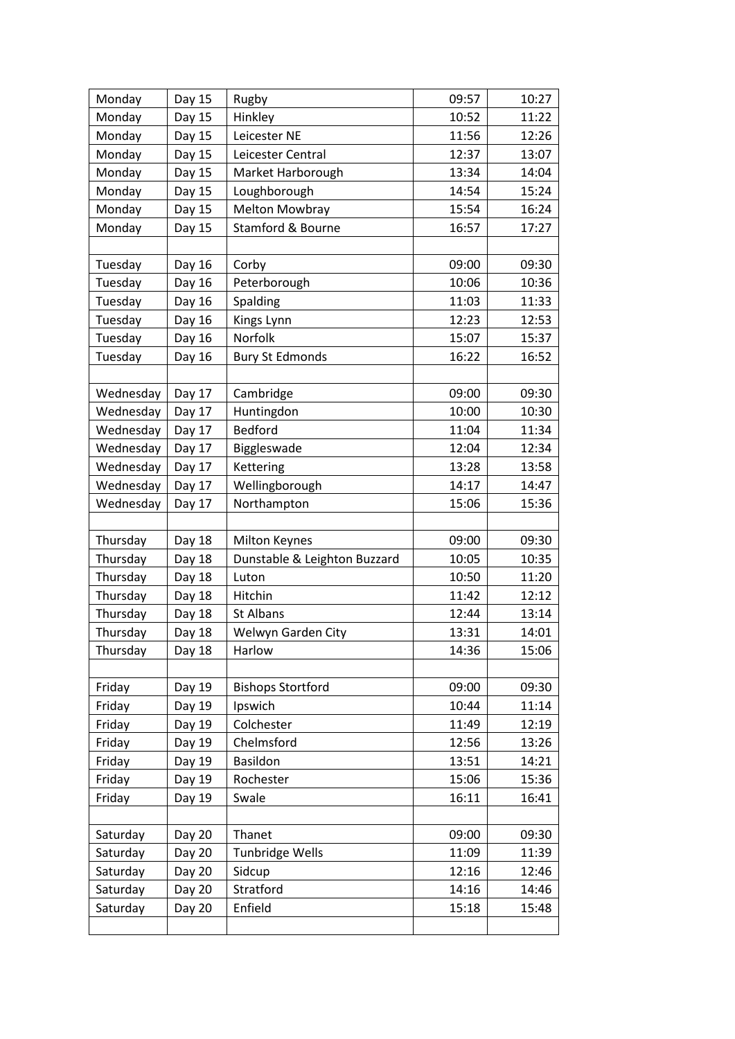| Monday | Day 15 | Rugby | 09:57 | 10:27 |
|---|---|---|---|---|
| Monday | Day 15 | Hinkley | 10:52 | 11:22 |
| Monday | Day 15 | Leicester NE | 11:56 | 12:26 |
| Monday | Day 15 | Leicester Central | 12:37 | 13:07 |
| Monday | Day 15 | Market Harborough | 13:34 | 14:04 |
| Monday | Day 15 | Loughborough | 14:54 | 15:24 |
| Monday | Day 15 | Melton Mowbray | 15:54 | 16:24 |
| Monday | Day 15 | Stamford & Bourne | 16:57 | 17:27 |
| | | | | |
| Tuesday | Day 16 | Corby | 09:00 | 09:30 |
| Tuesday | Day 16 | Peterborough | 10:06 | 10:36 |
| Tuesday | Day 16 | Spalding | 11:03 | 11:33 |
| Tuesday | Day 16 | Kings Lynn | 12:23 | 12:53 |
| Tuesday | Day 16 | Norfolk | 15:07 | 15:37 |
| Tuesday | Day 16 | Bury St Edmonds | 16:22 | 16:52 |
| | | | | |
| Wednesday | Day 17 | Cambridge | 09:00 | 09:30 |
| Wednesday | Day 17 | Huntingdon | 10:00 | 10:30 |
| Wednesday | Day 17 | Bedford | 11:04 | 11:34 |
| Wednesday | Day 17 | Biggleswade | 12:04 | 12:34 |
| Wednesday | Day 17 | Kettering | 13:28 | 13:58 |
| Wednesday | Day 17 | Wellingborough | 14:17 | 14:47 |
| Wednesday | Day 17 | Northampton | 15:06 | 15:36 |
| | | | | |
| Thursday | Day 18 | Milton Keynes | 09:00 | 09:30 |
| Thursday | Day 18 | Dunstable & Leighton Buzzard | 10:05 | 10:35 |
| Thursday | Day 18 | Luton | 10:50 | 11:20 |
| Thursday | Day 18 | Hitchin | 11:42 | 12:12 |
| Thursday | Day 18 | St Albans | 12:44 | 13:14 |
| Thursday | Day 18 | Welwyn Garden City | 13:31 | 14:01 |
| Thursday | Day 18 | Harlow | 14:36 | 15:06 |
| | | | | |
| Friday | Day 19 | Bishops Stortford | 09:00 | 09:30 |
| Friday | Day 19 | Ipswich | 10:44 | 11:14 |
| Friday | Day 19 | Colchester | 11:49 | 12:19 |
| Friday | Day 19 | Chelmsford | 12:56 | 13:26 |
| Friday | Day 19 | Basildon | 13:51 | 14:21 |
| Friday | Day 19 | Rochester | 15:06 | 15:36 |
| Friday | Day 19 | Swale | 16:11 | 16:41 |
| | | | | |
| Saturday | Day 20 | Thanet | 09:00 | 09:30 |
| Saturday | Day 20 | Tunbridge Wells | 11:09 | 11:39 |
| Saturday | Day 20 | Sidcup | 12:16 | 12:46 |
| Saturday | Day 20 | Stratford | 14:16 | 14:46 |
| Saturday | Day 20 | Enfield | 15:18 | 15:48 |
| | | | | |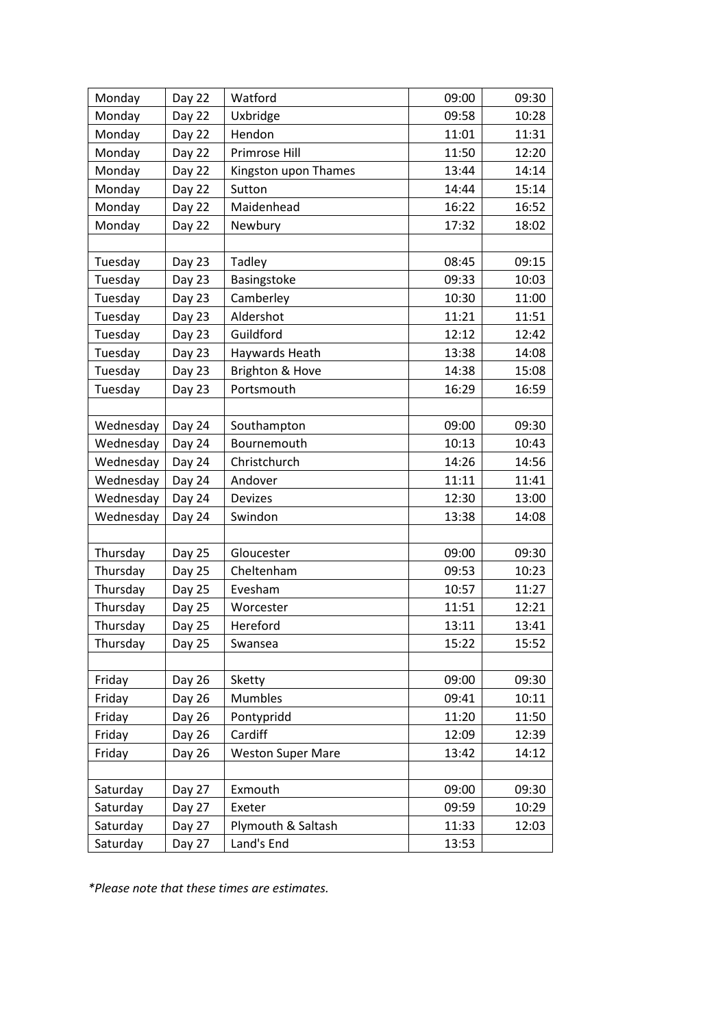| | | | | |
|---|---|---|---|---|
| Monday | Day 22 | Watford | 09:00 | 09:30 |
| Monday | Day 22 | Uxbridge | 09:58 | 10:28 |
| Monday | Day 22 | Hendon | 11:01 | 11:31 |
| Monday | Day 22 | Primrose Hill | 11:50 | 12:20 |
| Monday | Day 22 | Kingston upon Thames | 13:44 | 14:14 |
| Monday | Day 22 | Sutton | 14:44 | 15:14 |
| Monday | Day 22 | Maidenhead | 16:22 | 16:52 |
| Monday | Day 22 | Newbury | 17:32 | 18:02 |
| | | | | |
| Tuesday | Day 23 | Tadley | 08:45 | 09:15 |
| Tuesday | Day 23 | Basingstoke | 09:33 | 10:03 |
| Tuesday | Day 23 | Camberley | 10:30 | 11:00 |
| Tuesday | Day 23 | Aldershot | 11:21 | 11:51 |
| Tuesday | Day 23 | Guildford | 12:12 | 12:42 |
| Tuesday | Day 23 | Haywards Heath | 13:38 | 14:08 |
| Tuesday | Day 23 | Brighton & Hove | 14:38 | 15:08 |
| Tuesday | Day 23 | Portsmouth | 16:29 | 16:59 |
| | | | | |
| Wednesday | Day 24 | Southampton | 09:00 | 09:30 |
| Wednesday | Day 24 | Bournemouth | 10:13 | 10:43 |
| Wednesday | Day 24 | Christchurch | 14:26 | 14:56 |
| Wednesday | Day 24 | Andover | 11:11 | 11:41 |
| Wednesday | Day 24 | Devizes | 12:30 | 13:00 |
| Wednesday | Day 24 | Swindon | 13:38 | 14:08 |
| | | | | |
| Thursday | Day 25 | Gloucester | 09:00 | 09:30 |
| Thursday | Day 25 | Cheltenham | 09:53 | 10:23 |
| Thursday | Day 25 | Evesham | 10:57 | 11:27 |
| Thursday | Day 25 | Worcester | 11:51 | 12:21 |
| Thursday | Day 25 | Hereford | 13:11 | 13:41 |
| Thursday | Day 25 | Swansea | 15:22 | 15:52 |
| | | | | |
| Friday | Day 26 | Sketty | 09:00 | 09:30 |
| Friday | Day 26 | Mumbles | 09:41 | 10:11 |
| Friday | Day 26 | Pontypridd | 11:20 | 11:50 |
| Friday | Day 26 | Cardiff | 12:09 | 12:39 |
| Friday | Day 26 | Weston Super Mare | 13:42 | 14:12 |
| | | | | |
| Saturday | Day 27 | Exmouth | 09:00 | 09:30 |
| Saturday | Day 27 | Exeter | 09:59 | 10:29 |
| Saturday | Day 27 | Plymouth & Saltash | 11:33 | 12:03 |
| Saturday | Day 27 | Land's End | 13:53 | |

*\*Please note that these times are estimates.*